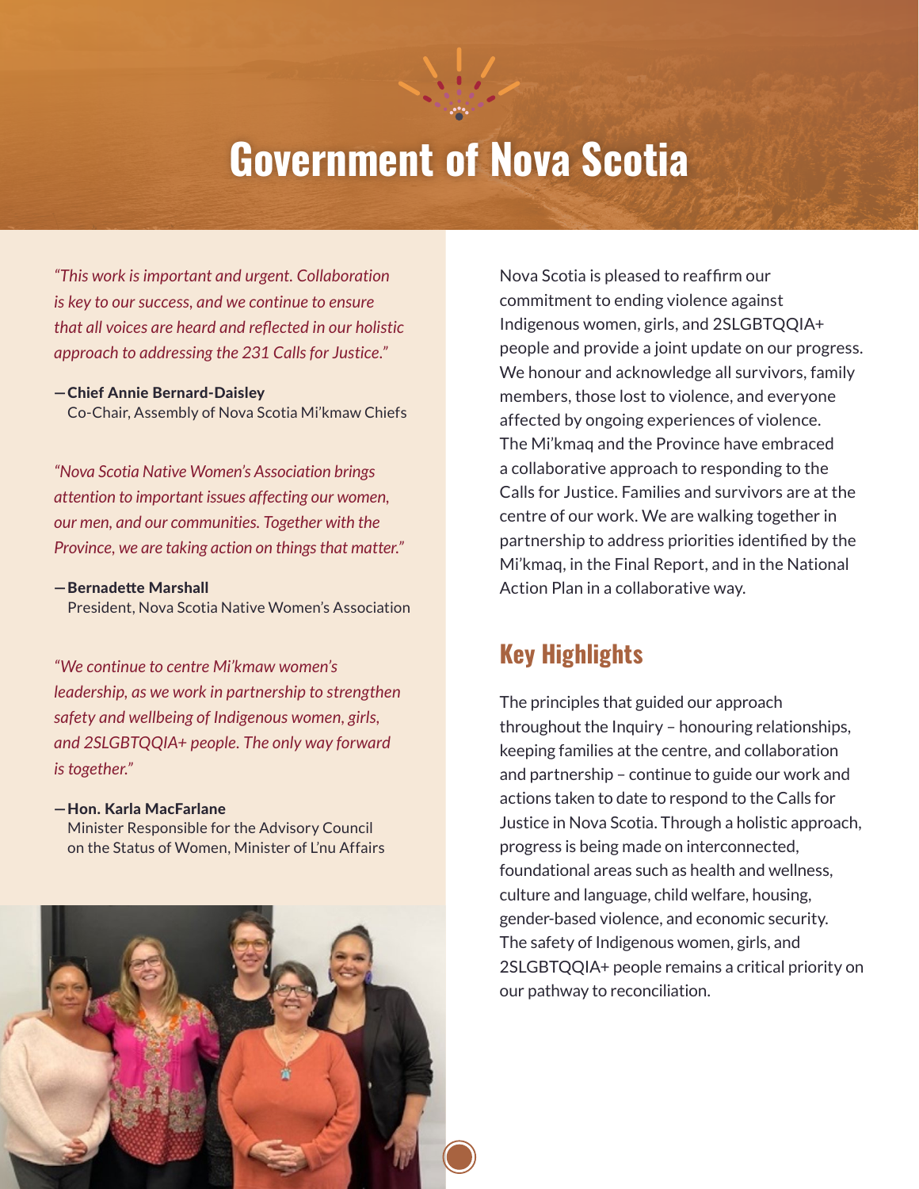# Government of Nova Scotia

*"This work is important and urgent. Collaboration is key to our success, and we continue to ensure that all voices are heard and reflected in our holistic approach to addressing the 231 Calls for Justice."*

—**Chief Annie Bernard-Daisley**
Co-Chair, Assembly of Nova Scotia Mi'kmaw Chiefs

*"Nova Scotia Native Women's Association brings attention to important issues affecting our women, our men, and our communities. Together with the Province, we are taking action on things that matter."*

—**Bernadette Marshall**
President, Nova Scotia Native Women's Association

*"We continue to centre Mi'kmaw women's leadership, as we work in partnership to strengthen safety and wellbeing of Indigenous women, girls, and 2SLGBTQQIA+ people. The only way forward is together."*

—**Hon. Karla MacFarlane**
Minister Responsible for the Advisory Council on the Status of Women, Minister of L'nu Affairs

Nova Scotia is pleased to reaffirm our commitment to ending violence against Indigenous women, girls, and 2SLGBTQQIA+ people and provide a joint update on our progress. We honour and acknowledge all survivors, family members, those lost to violence, and everyone affected by ongoing experiences of violence. The Mi'kmaq and the Province have embraced a collaborative approach to responding to the Calls for Justice. Families and survivors are at the centre of our work. We are walking together in partnership to address priorities identified by the Mi'kmaq, in the Final Report, and in the National Action Plan in a collaborative way.

## Key Highlights

The principles that guided our approach throughout the Inquiry – honouring relationships, keeping families at the centre, and collaboration and partnership – continue to guide our work and actions taken to date to respond to the Calls for Justice in Nova Scotia. Through a holistic approach, progress is being made on interconnected, foundational areas such as health and wellness, culture and language, child welfare, housing, gender-based violence, and economic security. The safety of Indigenous women, girls, and 2SLGBTQQIA+ people remains a critical priority on our pathway to reconciliation.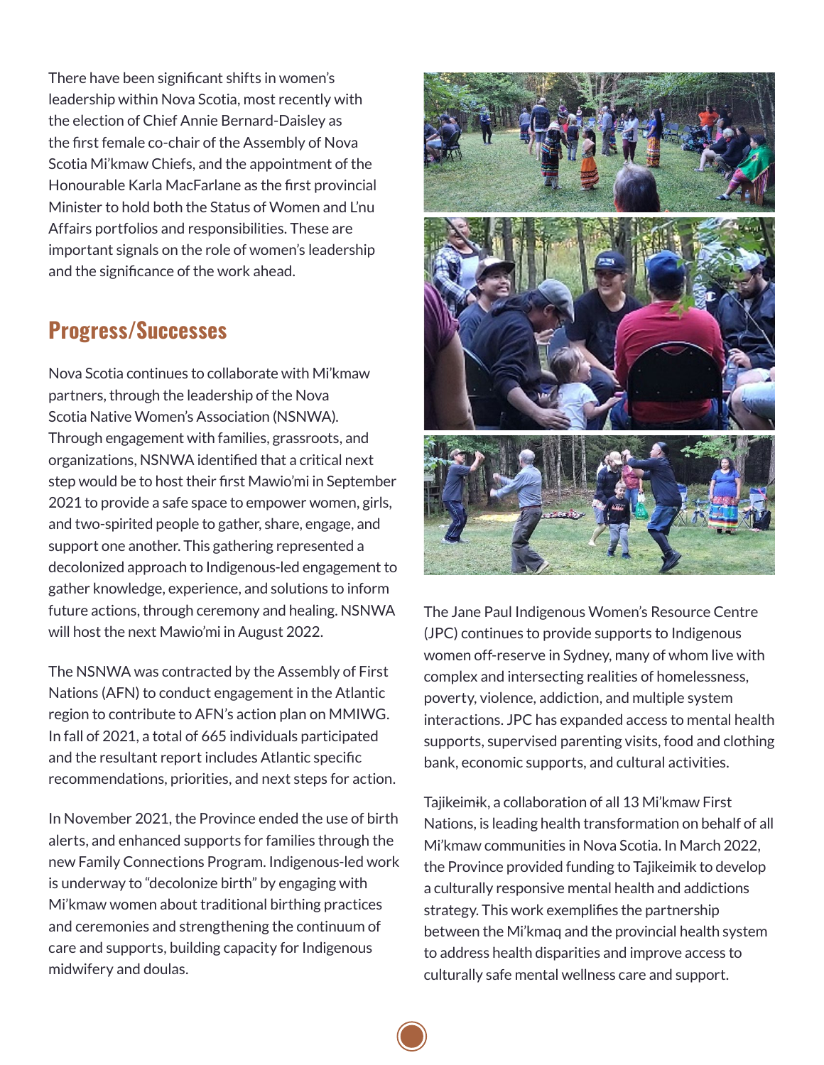There have been significant shifts in women's leadership within Nova Scotia, most recently with the election of Chief Annie Bernard-Daisley as the first female co-chair of the Assembly of Nova Scotia Mi'kmaw Chiefs, and the appointment of the Honourable Karla MacFarlane as the first provincial Minister to hold both the Status of Women and L'nu Affairs portfolios and responsibilities. These are important signals on the role of women's leadership and the significance of the work ahead.

## Progress/Successes

Nova Scotia continues to collaborate with Mi'kmaw partners, through the leadership of the Nova Scotia Native Women's Association (NSNWA). Through engagement with families, grassroots, and organizations, NSNWA identified that a critical next step would be to host their first Mawio'mi in September 2021 to provide a safe space to empower women, girls, and two-spirited people to gather, share, engage, and support one another. This gathering represented a decolonized approach to Indigenous-led engagement to gather knowledge, experience, and solutions to inform future actions, through ceremony and healing. NSNWA will host the next Mawio'mi in August 2022.

The NSNWA was contracted by the Assembly of First Nations (AFN) to conduct engagement in the Atlantic region to contribute to AFN's action plan on MMIWG. In fall of 2021, a total of 665 individuals participated and the resultant report includes Atlantic specific recommendations, priorities, and next steps for action.

In November 2021, the Province ended the use of birth alerts, and enhanced supports for families through the new Family Connections Program. Indigenous-led work is underway to "decolonize birth" by engaging with Mi'kmaw women about traditional birthing practices and ceremonies and strengthening the continuum of care and supports, building capacity for Indigenous midwifery and doulas.

The Jane Paul Indigenous Women's Resource Centre (JPC) continues to provide supports to Indigenous women off-reserve in Sydney, many of whom live with complex and intersecting realities of homelessness, poverty, violence, addiction, and multiple system interactions. JPC has expanded access to mental health supports, supervised parenting visits, food and clothing bank, economic supports, and cultural activities.

Tajikeimɨk, a collaboration of all 13 Mi'kmaw First Nations, is leading health transformation on behalf of all Mi'kmaw communities in Nova Scotia. In March 2022, the Province provided funding to Tajikeimɨk to develop a culturally responsive mental health and addictions strategy. This work exemplifies the partnership between the Mi'kmaq and the provincial health system to address health disparities and improve access to culturally safe mental wellness care and support.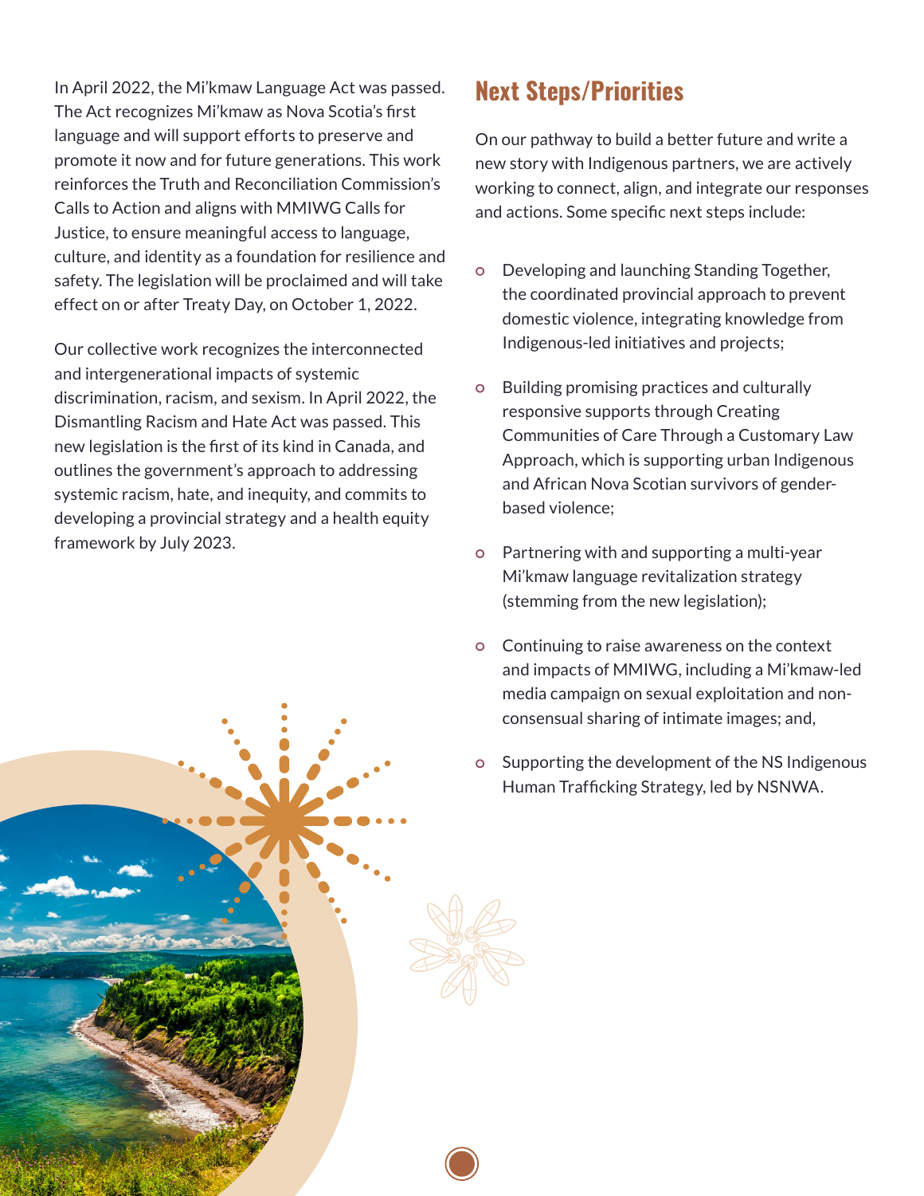In April 2022, the Mi'kmaw Language Act was passed. The Act recognizes Mi'kmaw as Nova Scotia's first language and will support efforts to preserve and promote it now and for future generations. This work reinforces the Truth and Reconciliation Commission's Calls to Action and aligns with MMIWG Calls for Justice, to ensure meaningful access to language, culture, and identity as a foundation for resilience and safety. The legislation will be proclaimed and will take effect on or after Treaty Day, on October 1, 2022.

Our collective work recognizes the interconnected and intergenerational impacts of systemic discrimination, racism, and sexism. In April 2022, the Dismantling Racism and Hate Act was passed. This new legislation is the first of its kind in Canada, and outlines the government's approach to addressing systemic racism, hate, and inequity, and commits to developing a provincial strategy and a health equity framework by July 2023.

## Next Steps/Priorities

On our pathway to build a better future and write a new story with Indigenous partners, we are actively working to connect, align, and integrate our responses and actions. Some specific next steps include:

- Developing and launching Standing Together, the coordinated provincial approach to prevent domestic violence, integrating knowledge from Indigenous-led initiatives and projects;
- Building promising practices and culturally responsive supports through Creating Communities of Care Through a Customary Law Approach, which is supporting urban Indigenous and African Nova Scotian survivors of gender-based violence;
- Partnering with and supporting a multi-year Mi'kmaw language revitalization strategy (stemming from the new legislation);
- Continuing to raise awareness on the context and impacts of MMIWG, including a Mi'kmaw-led media campaign on sexual exploitation and non-consensual sharing of intimate images; and,
- Supporting the development of the NS Indigenous Human Trafficking Strategy, led by NSNWA.